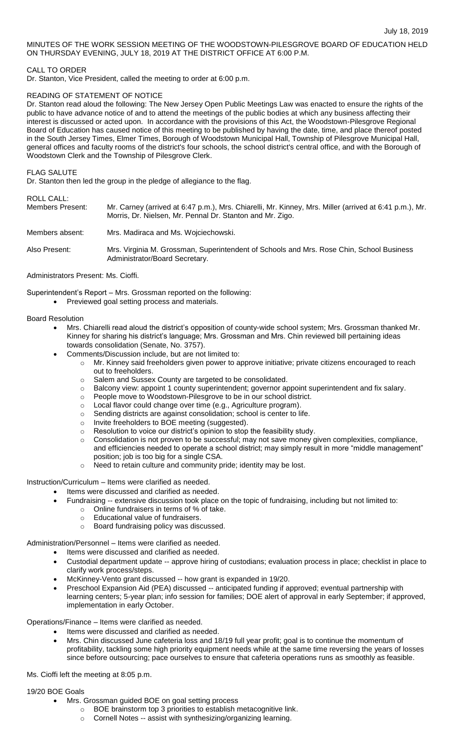July 18, 2019

MINUTES OF THE WORK SESSION MEETING OF THE WOODSTOWN-PILESGROVE BOARD OF EDUCATION HELD ON THURSDAY EVENING, JULY 18, 2019 AT THE DISTRICT OFFICE AT 6:00 P.M.

CALL TO ORDER

Dr. Stanton, Vice President, called the meeting to order at 6:00 p.m.

READING OF STATEMENT OF NOTICE

Dr. Stanton read aloud the following: The New Jersey Open Public Meetings Law was enacted to ensure the rights of the public to have advance notice of and to attend the meetings of the public bodies at which any business affecting their interest is discussed or acted upon. In accordance with the provisions of this Act, the Woodstown-Pilesgrove Regional Board of Education has caused notice of this meeting to be published by having the date, time, and place thereof posted in the South Jersey Times, Elmer Times, Borough of Woodstown Municipal Hall, Township of Pilesgrove Municipal Hall, general offices and faculty rooms of the district's four schools, the school district's central office, and with the Borough of Woodstown Clerk and the Township of Pilesgrove Clerk.

FLAG SALUTE

Dr. Stanton then led the group in the pledge of allegiance to the flag.

ROLL CALL:

| | |
|---|---|
| Members Present: | Mr. Carney (arrived at 6:47 p.m.), Mrs. Chiarelli, Mr. Kinney, Mrs. Miller (arrived at 6:41 p.m.), Mr. Morris, Dr. Nielsen, Mr. Pennal Dr. Stanton and Mr. Zigo. |
| Members absent: | Mrs. Madiraca and Ms. Wojciechowski. |
| Also Present: | Mrs. Virginia M. Grossman, Superintendent of Schools and Mrs. Rose Chin, School Business Administrator/Board Secretary. |

Administrators Present: Ms. Cioffi.

Superintendent's Report – Mrs. Grossman reported on the following:

- Previewed goal setting process and materials.

Board Resolution

- Mrs. Chiarelli read aloud the district's opposition of county-wide school system; Mrs. Grossman thanked Mr. Kinney for sharing his district's language; Mrs. Grossman and Mrs. Chin reviewed bill pertaining ideas towards consolidation (Senate, No. 3757).
- Comments/Discussion include, but are not limited to:
  - Mr. Kinney said freeholders given power to approve initiative; private citizens encouraged to reach out to freeholders.
  - Salem and Sussex County are targeted to be consolidated.
  - Balcony view: appoint 1 county superintendent; governor appoint superintendent and fix salary.
  - People move to Woodstown-Pilesgrove to be in our school district.
  - Local flavor could change over time (e.g., Agriculture program).
  - Sending districts are against consolidation; school is center to life.
  - Invite freeholders to BOE meeting (suggested).
  - Resolution to voice our district's opinion to stop the feasibility study.
  - Consolidation is not proven to be successful; may not save money given complexities, compliance, and efficiencies needed to operate a school district; may simply result in more "middle management" position; job is too big for a single CSA.
  - Need to retain culture and community pride; identity may be lost.

Instruction/Curriculum – Items were clarified as needed.

- Items were discussed and clarified as needed.
- Fundraising -- extensive discussion took place on the topic of fundraising, including but not limited to:
  - Online fundraisers in terms of % of take.
  - Educational value of fundraisers.
  - Board fundraising policy was discussed.

Administration/Personnel – Items were clarified as needed.

- Items were discussed and clarified as needed.
- Custodial department update -- approve hiring of custodians; evaluation process in place; checklist in place to clarify work process/steps.
- McKinney-Vento grant discussed -- how grant is expanded in 19/20.
- Preschool Expansion Aid (PEA) discussed -- anticipated funding if approved; eventual partnership with learning centers; 5-year plan; info session for families; DOE alert of approval in early September; if approved, implementation in early October.

Operations/Finance – Items were clarified as needed.

- Items were discussed and clarified as needed.
- Mrs. Chin discussed June cafeteria loss and 18/19 full year profit; goal is to continue the momentum of profitability, tackling some high priority equipment needs while at the same time reversing the years of losses since before outsourcing; pace ourselves to ensure that cafeteria operations runs as smoothly as feasible.

Ms. Cioffi left the meeting at 8:05 p.m.

19/20 BOE Goals

- Mrs. Grossman guided BOE on goal setting process
  - BOE brainstorm top 3 priorities to establish metacognitive link.
  - Cornell Notes -- assist with synthesizing/organizing learning.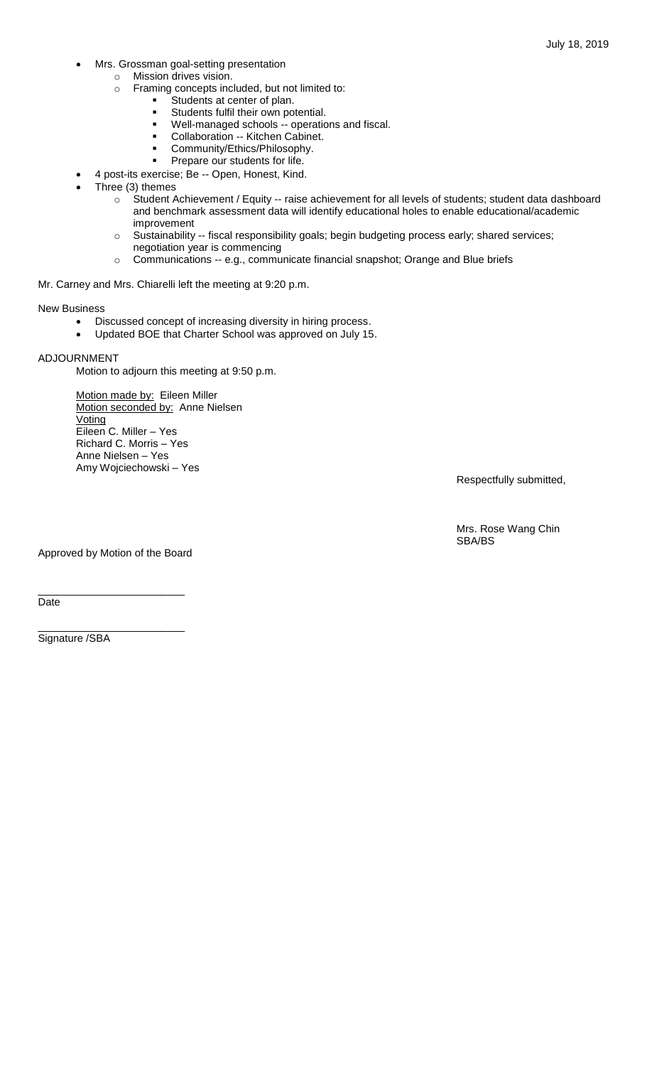- Mrs. Grossman goal-setting presentation
  - Mission drives vision.
  - Framing concepts included, but not limited to:
    - Students at center of plan.
    - Students fulfil their own potential.
    - Well-managed schools -- operations and fiscal.
    - Collaboration -- Kitchen Cabinet.
    - Community/Ethics/Philosophy.
    - Prepare our students for life.
- 4 post-its exercise; Be -- Open, Honest, Kind.
- Three (3) themes
  - Student Achievement / Equity -- raise achievement for all levels of students; student data dashboard and benchmark assessment data will identify educational holes to enable educational/academic improvement
  - Sustainability -- fiscal responsibility goals; begin budgeting process early; shared services; negotiation year is commencing
  - Communications -- e.g., communicate financial snapshot; Orange and Blue briefs

Mr. Carney and Mrs. Chiarelli left the meeting at 9:20 p.m.

New Business

- Discussed concept of increasing diversity in hiring process.
- Updated BOE that Charter School was approved on July 15.

ADJOURNMENT

Motion to adjourn this meeting at 9:50 p.m.

Motion made by: Eileen Miller
Motion seconded by: Anne Nielsen
Voting
Eileen C. Miller – Yes
Richard C. Morris – Yes
Anne Nielsen – Yes
Amy Wojciechowski – Yes

Respectfully submitted,

Mrs. Rose Wang Chin
SBA/BS

Approved by Motion of the Board

______________________
Date

______________________
Signature /SBA